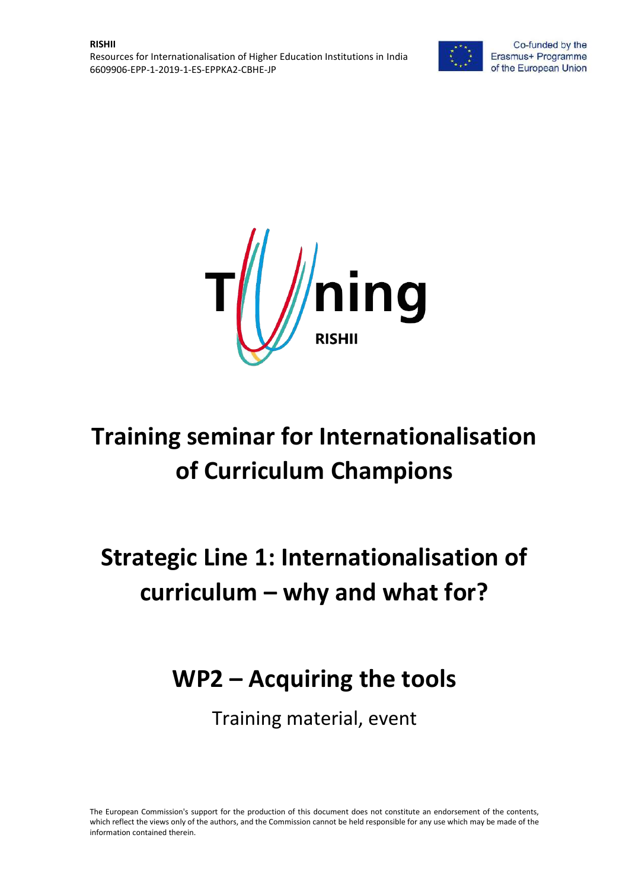**RISHII**
Resources for Internationalisation of Higher Education Institutions in India
6609906-EPP-1-2019-1-ES-EPPKA2-CBHE-JP

Co-funded by the Erasmus+ Programme of the European Union

Tuning RISHII

# Training seminar for Internationalisation of Curriculum Champions

# Strategic Line 1: Internationalisation of curriculum – why and what for?

# WP2 – Acquiring the tools

Training material, event

The European Commission's support for the production of this document does not constitute an endorsement of the contents, which reflect the views only of the authors, and the Commission cannot be held responsible for any use which may be made of the information contained therein.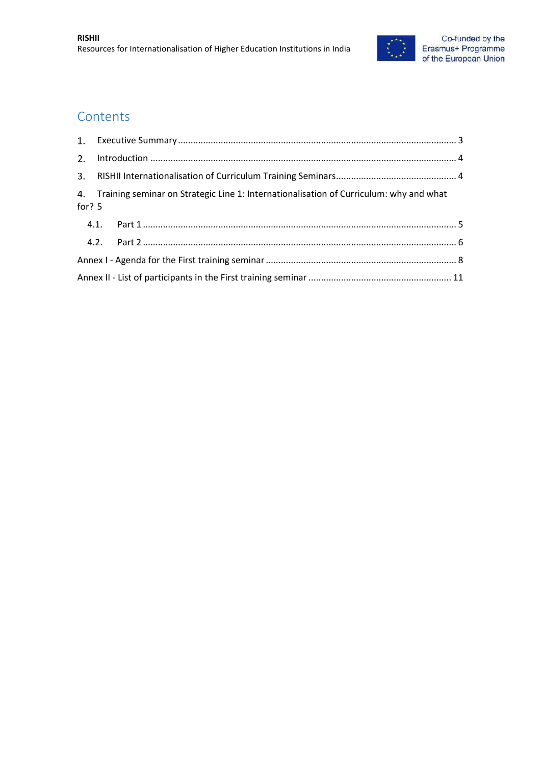# Contents

1. Executive Summary ............................................................................................................. 3
2. Introduction ....................................................................................................................... 4
3. RISHII Internationalisation of Curriculum Training Seminars............................................... 4
4. Training seminar on Strategic Line 1: Internationalisation of Curriculum: why and what for? 5
   - 4.1. Part 1 ......................................................................................................................... 5
   - 4.2. Part 2 ......................................................................................................................... 6

Annex I - Agenda for the First training seminar ........................................................................ 8

Annex II - List of participants in the First training seminar ....................................................... 11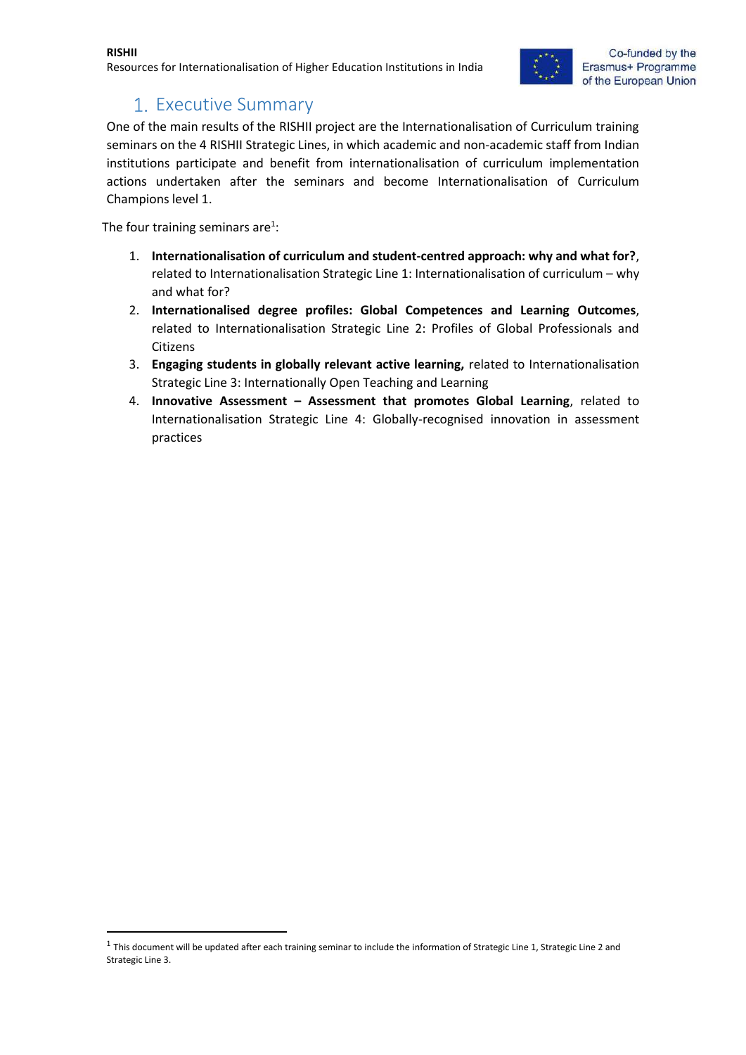# 1. Executive Summary

One of the main results of the RISHII project are the Internationalisation of Curriculum training seminars on the 4 RISHII Strategic Lines, in which academic and non-academic staff from Indian institutions participate and benefit from internationalisation of curriculum implementation actions undertaken after the seminars and become Internationalisation of Curriculum Champions level 1.

The four training seminars are[1]:

1. **Internationalisation of curriculum and student-centred approach: why and what for?**, related to Internationalisation Strategic Line 1: Internationalisation of curriculum – why and what for?
2. **Internationalised degree profiles: Global Competences and Learning Outcomes**, related to Internationalisation Strategic Line 2: Profiles of Global Professionals and Citizens
3. **Engaging students in globally relevant active learning,** related to Internationalisation Strategic Line 3: Internationally Open Teaching and Learning
4. **Innovative Assessment – Assessment that promotes Global Learning**, related to Internationalisation Strategic Line 4: Globally-recognised innovation in assessment practices

[1] This document will be updated after each training seminar to include the information of Strategic Line 1, Strategic Line 2 and Strategic Line 3.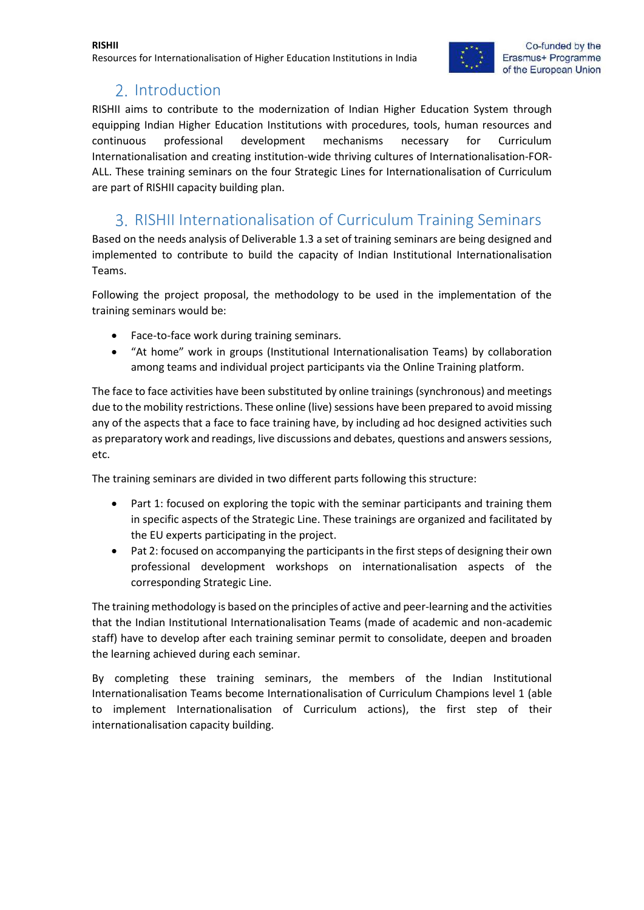## 2. Introduction

RISHII aims to contribute to the modernization of Indian Higher Education System through equipping Indian Higher Education Institutions with procedures, tools, human resources and continuous professional development mechanisms necessary for Curriculum Internationalisation and creating institution-wide thriving cultures of Internationalisation-FOR-ALL. These training seminars on the four Strategic Lines for Internationalisation of Curriculum are part of RISHII capacity building plan.

## 3. RISHII Internationalisation of Curriculum Training Seminars

Based on the needs analysis of Deliverable 1.3 a set of training seminars are being designed and implemented to contribute to build the capacity of Indian Institutional Internationalisation Teams.

Following the project proposal, the methodology to be used in the implementation of the training seminars would be:

- Face-to-face work during training seminars.
- "At home" work in groups (Institutional Internationalisation Teams) by collaboration among teams and individual project participants via the Online Training platform.

The face to face activities have been substituted by online trainings (synchronous) and meetings due to the mobility restrictions. These online (live) sessions have been prepared to avoid missing any of the aspects that a face to face training have, by including ad hoc designed activities such as preparatory work and readings, live discussions and debates, questions and answers sessions, etc.

The training seminars are divided in two different parts following this structure:

- Part 1: focused on exploring the topic with the seminar participants and training them in specific aspects of the Strategic Line. These trainings are organized and facilitated by the EU experts participating in the project.
- Pat 2: focused on accompanying the participants in the first steps of designing their own professional development workshops on internationalisation aspects of the corresponding Strategic Line.

The training methodology is based on the principles of active and peer-learning and the activities that the Indian Institutional Internationalisation Teams (made of academic and non-academic staff) have to develop after each training seminar permit to consolidate, deepen and broaden the learning achieved during each seminar.

By completing these training seminars, the members of the Indian Institutional Internationalisation Teams become Internationalisation of Curriculum Champions level 1 (able to implement Internationalisation of Curriculum actions), the first step of their internationalisation capacity building.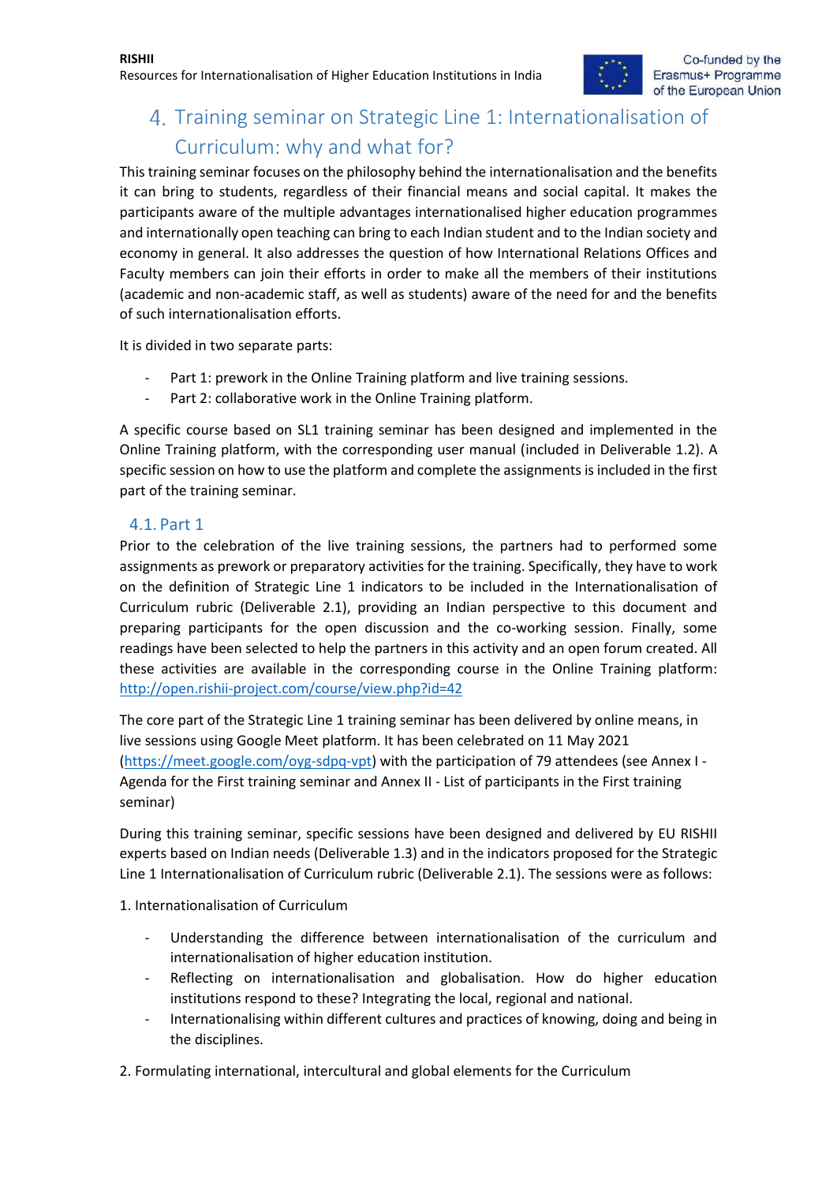# 4. Training seminar on Strategic Line 1: Internationalisation of Curriculum: why and what for?

This training seminar focuses on the philosophy behind the internationalisation and the benefits it can bring to students, regardless of their financial means and social capital. It makes the participants aware of the multiple advantages internationalised higher education programmes and internationally open teaching can bring to each Indian student and to the Indian society and economy in general. It also addresses the question of how International Relations Offices and Faculty members can join their efforts in order to make all the members of their institutions (academic and non-academic staff, as well as students) aware of the need for and the benefits of such internationalisation efforts.

It is divided in two separate parts:

- Part 1: prework in the Online Training platform and live training sessions.
- Part 2: collaborative work in the Online Training platform.

A specific course based on SL1 training seminar has been designed and implemented in the Online Training platform, with the corresponding user manual (included in Deliverable 1.2). A specific session on how to use the platform and complete the assignments is included in the first part of the training seminar.

## 4.1. Part 1

Prior to the celebration of the live training sessions, the partners had to performed some assignments as prework or preparatory activities for the training. Specifically, they have to work on the definition of Strategic Line 1 indicators to be included in the Internationalisation of Curriculum rubric (Deliverable 2.1), providing an Indian perspective to this document and preparing participants for the open discussion and the co-working session. Finally, some readings have been selected to help the partners in this activity and an open forum created. All these activities are available in the corresponding course in the Online Training platform: http://open.rishii-project.com/course/view.php?id=42

The core part of the Strategic Line 1 training seminar has been delivered by online means, in live sessions using Google Meet platform. It has been celebrated on 11 May 2021 (https://meet.google.com/oyg-sdpq-vpt) with the participation of 79 attendees (see Annex I - Agenda for the First training seminar and Annex II - List of participants in the First training seminar)

During this training seminar, specific sessions have been designed and delivered by EU RISHII experts based on Indian needs (Deliverable 1.3) and in the indicators proposed for the Strategic Line 1 Internationalisation of Curriculum rubric (Deliverable 2.1). The sessions were as follows:

1. Internationalisation of Curriculum

- Understanding the difference between internationalisation of the curriculum and internationalisation of higher education institution.
- Reflecting on internationalisation and globalisation. How do higher education institutions respond to these? Integrating the local, regional and national.
- Internationalising within different cultures and practices of knowing, doing and being in the disciplines.

2. Formulating international, intercultural and global elements for the Curriculum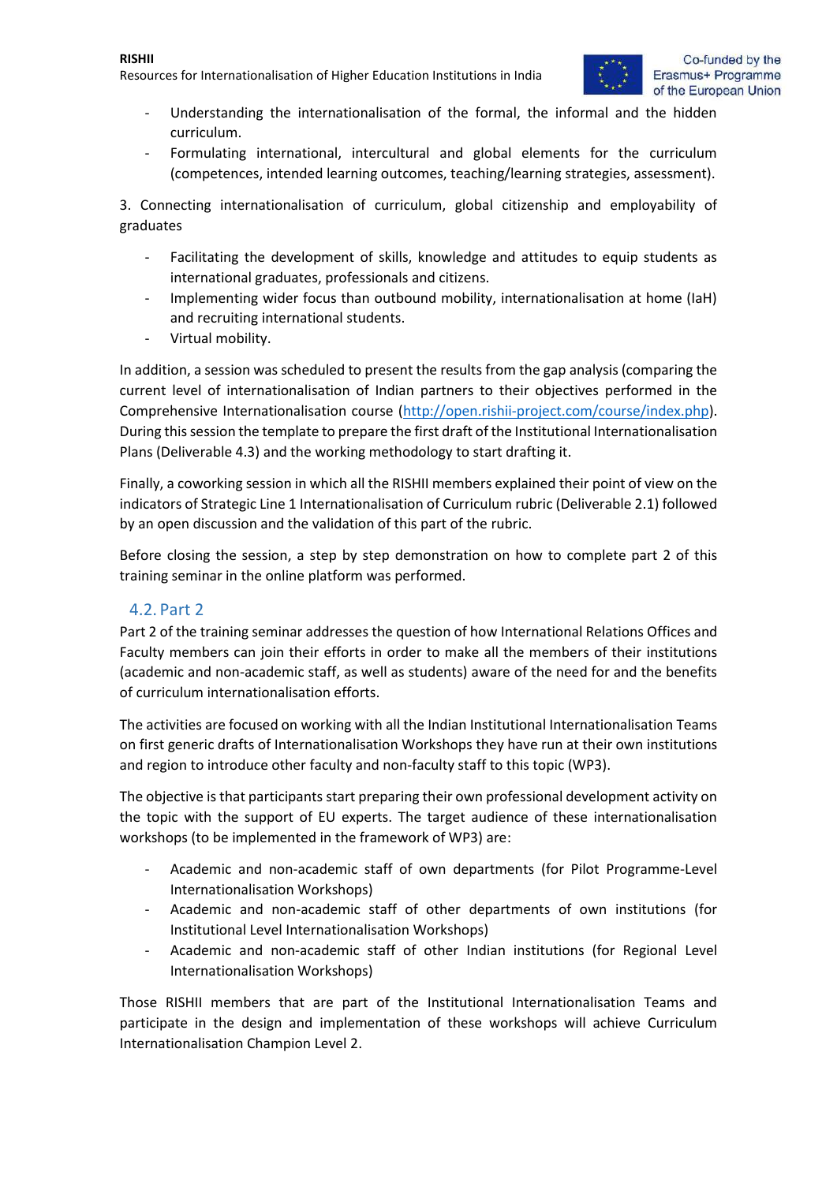- Understanding the internationalisation of the formal, the informal and the hidden curriculum.
- Formulating international, intercultural and global elements for the curriculum (competences, intended learning outcomes, teaching/learning strategies, assessment).

3. Connecting internationalisation of curriculum, global citizenship and employability of graduates

- Facilitating the development of skills, knowledge and attitudes to equip students as international graduates, professionals and citizens.
- Implementing wider focus than outbound mobility, internationalisation at home (IaH) and recruiting international students.
- Virtual mobility.

In addition, a session was scheduled to present the results from the gap analysis (comparing the current level of internationalisation of Indian partners to their objectives performed in the Comprehensive Internationalisation course (http://open.rishii-project.com/course/index.php). During this session the template to prepare the first draft of the Institutional Internationalisation Plans (Deliverable 4.3) and the working methodology to start drafting it.

Finally, a coworking session in which all the RISHII members explained their point of view on the indicators of Strategic Line 1 Internationalisation of Curriculum rubric (Deliverable 2.1) followed by an open discussion and the validation of this part of the rubric.

Before closing the session, a step by step demonstration on how to complete part 2 of this training seminar in the online platform was performed.

## 4.2. Part 2

Part 2 of the training seminar addresses the question of how International Relations Offices and Faculty members can join their efforts in order to make all the members of their institutions (academic and non-academic staff, as well as students) aware of the need for and the benefits of curriculum internationalisation efforts.

The activities are focused on working with all the Indian Institutional Internationalisation Teams on first generic drafts of Internationalisation Workshops they have run at their own institutions and region to introduce other faculty and non-faculty staff to this topic (WP3).

The objective is that participants start preparing their own professional development activity on the topic with the support of EU experts. The target audience of these internationalisation workshops (to be implemented in the framework of WP3) are:

- Academic and non-academic staff of own departments (for Pilot Programme-Level Internationalisation Workshops)
- Academic and non-academic staff of other departments of own institutions (for Institutional Level Internationalisation Workshops)
- Academic and non-academic staff of other Indian institutions (for Regional Level Internationalisation Workshops)

Those RISHII members that are part of the Institutional Internationalisation Teams and participate in the design and implementation of these workshops will achieve Curriculum Internationalisation Champion Level 2.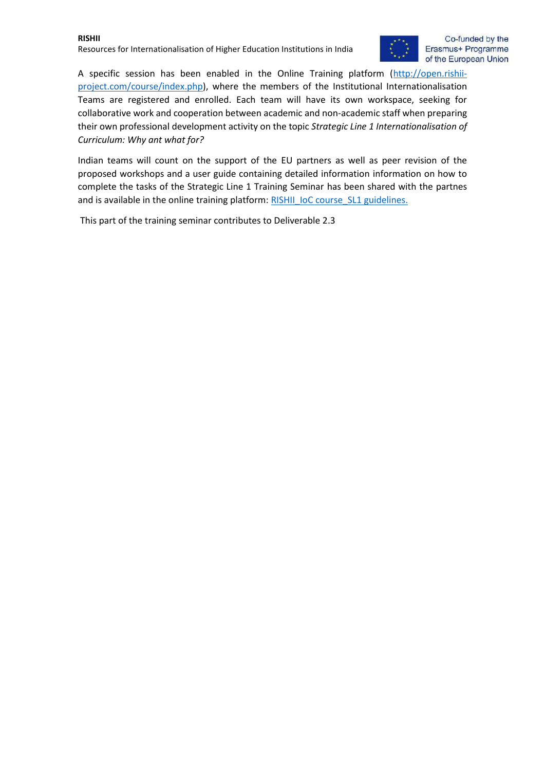A specific session has been enabled in the Online Training platform ([http://open.rishii-project.com/course/index.php](http://open.rishii-project.com/course/index.php)), where the members of the Institutional Internationalisation Teams are registered and enrolled. Each team will have its own workspace, seeking for collaborative work and cooperation between academic and non-academic staff when preparing their own professional development activity on the topic *Strategic Line 1 Internationalisation of Curriculum: Why ant what for?*

Indian teams will count on the support of the EU partners as well as peer revision of the proposed workshops and a user guide containing detailed information information on how to complete the tasks of the Strategic Line 1 Training Seminar has been shared with the partnes and is available in the online training platform: [RISHII_IoC course_SL1 guidelines.]()

This part of the training seminar contributes to Deliverable 2.3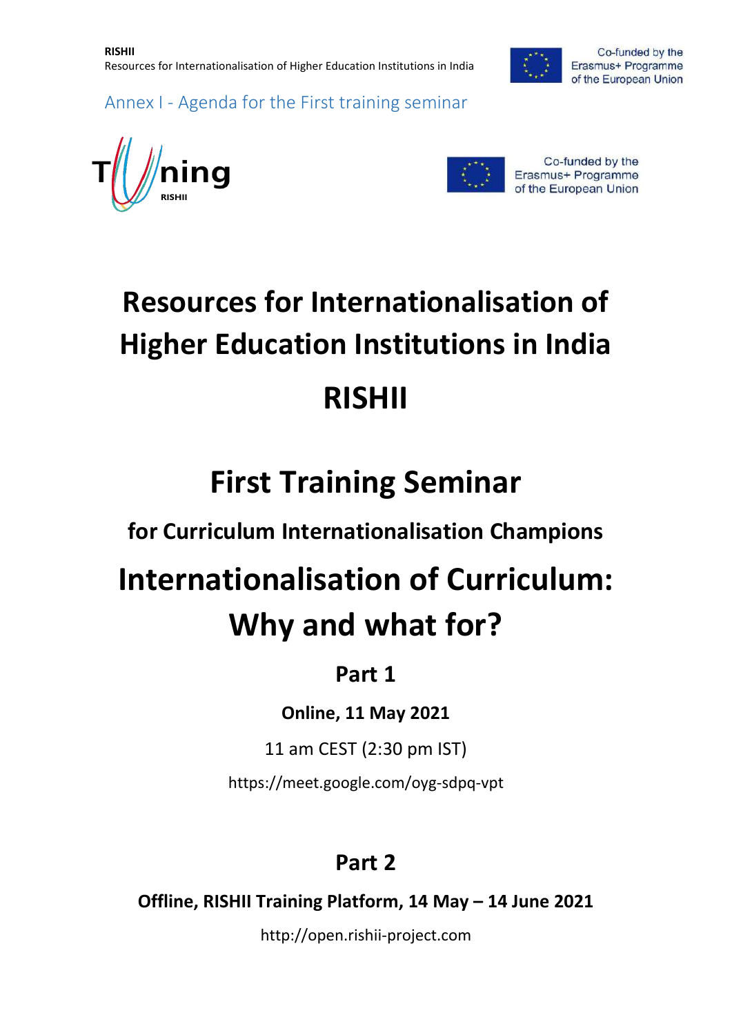Annex I - Agenda for the First training seminar

# Resources for Internationalisation of Higher Education Institutions in India

# RISHII

## First Training Seminar

### for Curriculum Internationalisation Champions

## Internationalisation of Curriculum: Why and what for?

### Part 1

**Online, 11 May 2021**

11 am CEST (2:30 pm IST)

https://meet.google.com/oyg-sdpq-vpt

### Part 2

**Offline, RISHII Training Platform, 14 May – 14 June 2021**

http://open.rishii-project.com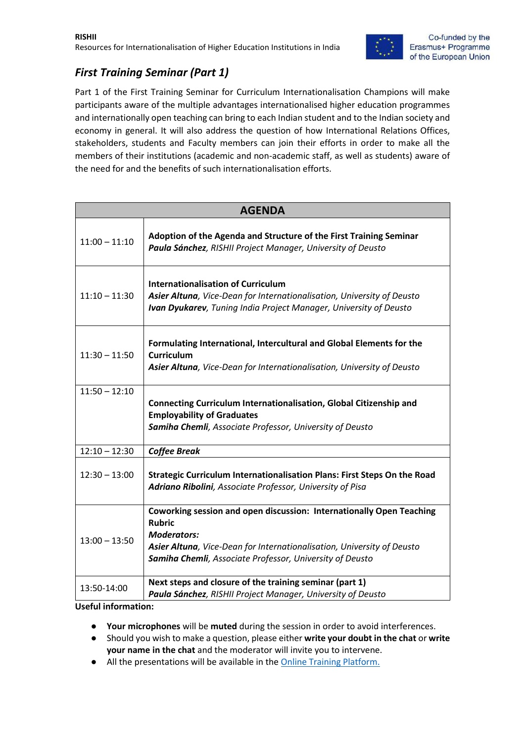## *First Training Seminar (Part 1)*

Part 1 of the First Training Seminar for Curriculum Internationalisation Champions will make participants aware of the multiple advantages internationalised higher education programmes and internationally open teaching can bring to each Indian student and to the Indian society and economy in general. It will also address the question of how International Relations Offices, stakeholders, students and Faculty members can join their efforts in order to make all the members of their institutions (academic and non-academic staff, as well as students) aware of the need for and the benefits of such internationalisation efforts.

| AGENDA | |
|---|---|
| 11:00 – 11:10 | **Adoption of the Agenda and Structure of the First Training Seminar**<br>***Paula Sánchez****, RISHII Project Manager, University of Deusto* |
| 11:10 – 11:30 | **Internationalisation of Curriculum**<br>***Asier Altuna****, Vice-Dean for Internationalisation, University of Deusto*<br>***Ivan Dyukarev****, Tuning India Project Manager, University of Deusto* |
| 11:30 – 11:50 | **Formulating International, Intercultural and Global Elements for the Curriculum**<br>***Asier Altuna****, Vice-Dean for Internationalisation, University of Deusto* |
| 11:50 – 12:10 | **Connecting Curriculum Internationalisation, Global Citizenship and Employability of Graduates**<br>***Samiha Chemli****, Associate Professor, University of Deusto* |
| 12:10 – 12:30 | ***Coffee Break*** |
| 12:30 – 13:00 | **Strategic Curriculum Internationalisation Plans: First Steps On the Road**<br>***Adriano Ribolini****, Associate Professor, University of Pisa* |
| 13:00 – 13:50 | **Coworking session and open discussion: Internationally Open Teaching Rubric**<br>***Moderators:***<br>***Asier Altuna****, Vice-Dean for Internationalisation, University of Deusto*<br>***Samiha Chemli****, Associate Professor, University of Deusto* |
| 13:50-14:00 | **Next steps and closure of the training seminar (part 1)**<br>***Paula Sánchez****, RISHII Project Manager, University of Deusto* |

**Useful information:**

- **Your microphones** will be **muted** during the session in order to avoid interferences.
- Should you wish to make a question, please either **write your doubt in the chat** or **write your name in the chat** and the moderator will invite you to intervene.
- All the presentations will be available in the Online Training Platform.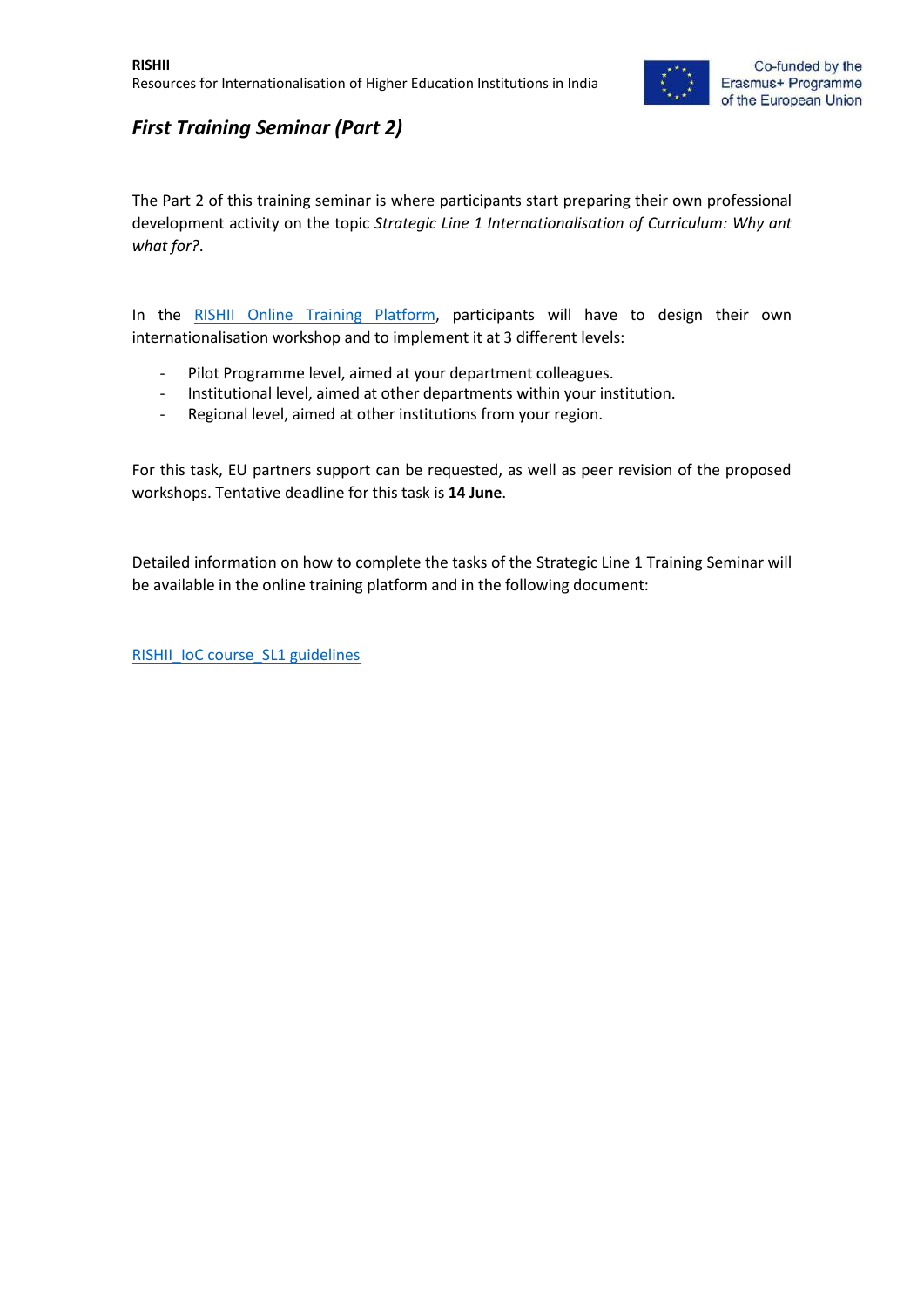## *First Training Seminar (Part 2)*

The Part 2 of this training seminar is where participants start preparing their own professional development activity on the topic *Strategic Line 1 Internationalisation of Curriculum: Why ant what for?*.

In the RISHII Online Training Platform, participants will have to design their own internationalisation workshop and to implement it at 3 different levels:

- Pilot Programme level, aimed at your department colleagues.
- Institutional level, aimed at other departments within your institution.
- Regional level, aimed at other institutions from your region.

For this task, EU partners support can be requested, as well as peer revision of the proposed workshops. Tentative deadline for this task is **14 June**.

Detailed information on how to complete the tasks of the Strategic Line 1 Training Seminar will be available in the online training platform and in the following document:

RISHII_IoC course_SL1 guidelines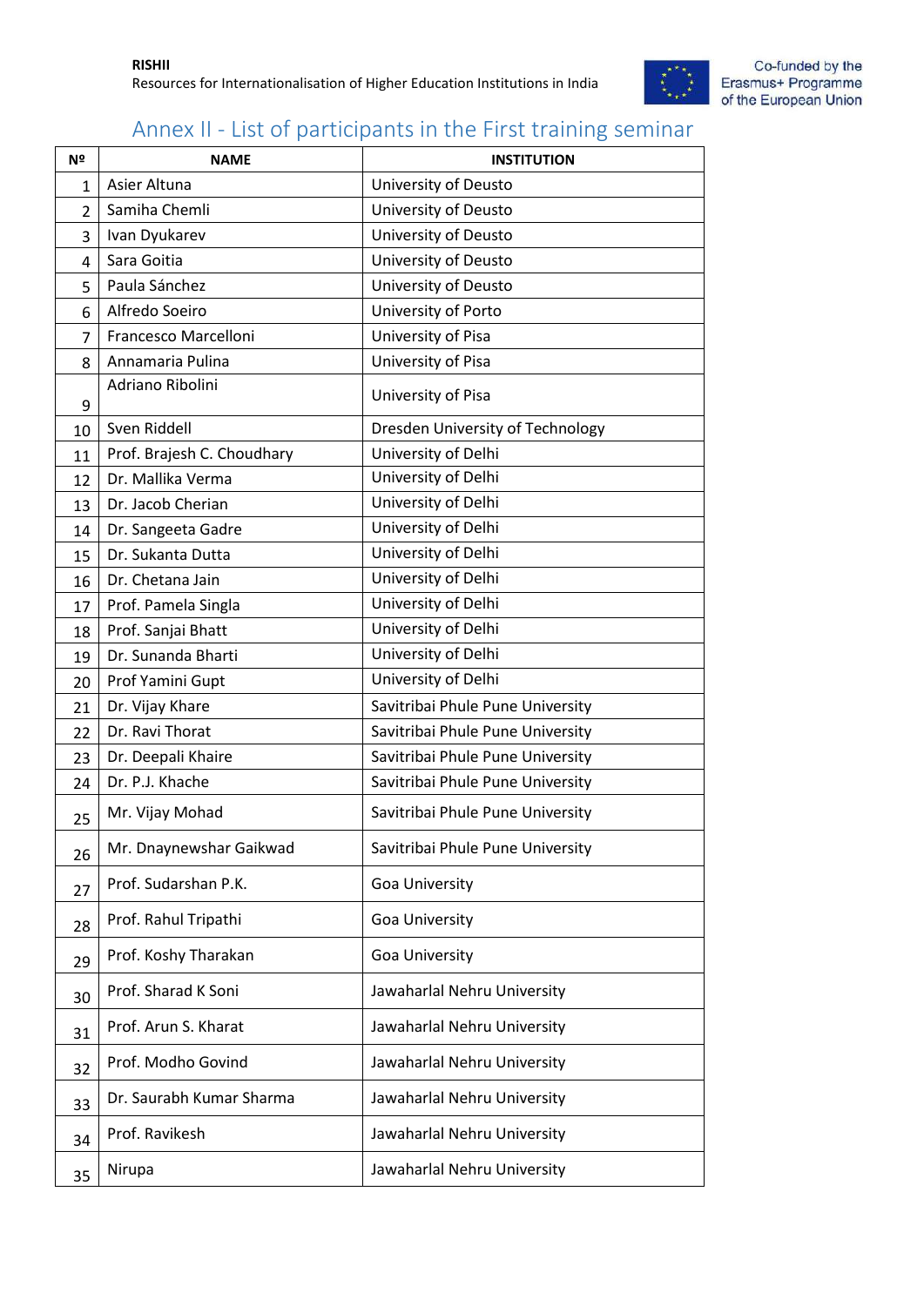# Annex II - List of participants in the First training seminar

| № | NAME | INSTITUTION |
|---|---|---|
| 1 | Asier Altuna | University of Deusto |
| 2 | Samiha Chemli | University of Deusto |
| 3 | Ivan Dyukarev | University of Deusto |
| 4 | Sara Goitia | University of Deusto |
| 5 | Paula Sánchez | University of Deusto |
| 6 | Alfredo Soeiro | University of Porto |
| 7 | Francesco Marcelloni | University of Pisa |
| 8 | Annamaria Pulina | University of Pisa |
| 9 | Adriano Ribolini | University of Pisa |
| 10 | Sven Riddell | Dresden University of Technology |
| 11 | Prof. Brajesh C. Choudhary | University of Delhi |
| 12 | Dr. Mallika Verma | University of Delhi |
| 13 | Dr. Jacob Cherian | University of Delhi |
| 14 | Dr. Sangeeta Gadre | University of Delhi |
| 15 | Dr. Sukanta Dutta | University of Delhi |
| 16 | Dr. Chetana Jain | University of Delhi |
| 17 | Prof. Pamela Singla | University of Delhi |
| 18 | Prof. Sanjai Bhatt | University of Delhi |
| 19 | Dr. Sunanda Bharti | University of Delhi |
| 20 | Prof Yamini Gupt | University of Delhi |
| 21 | Dr. Vijay Khare | Savitribai Phule Pune University |
| 22 | Dr. Ravi Thorat | Savitribai Phule Pune University |
| 23 | Dr. Deepali Khaire | Savitribai Phule Pune University |
| 24 | Dr. P.J. Khache | Savitribai Phule Pune University |
| 25 | Mr. Vijay Mohad | Savitribai Phule Pune University |
| 26 | Mr. Dnaynewshar Gaikwad | Savitribai Phule Pune University |
| 27 | Prof. Sudarshan P.K. | Goa University |
| 28 | Prof. Rahul Tripathi | Goa University |
| 29 | Prof. Koshy Tharakan | Goa University |
| 30 | Prof. Sharad K Soni | Jawaharlal Nehru University |
| 31 | Prof. Arun S. Kharat | Jawaharlal Nehru University |
| 32 | Prof. Modho Govind | Jawaharlal Nehru University |
| 33 | Dr. Saurabh Kumar Sharma | Jawaharlal Nehru University |
| 34 | Prof. Ravikesh | Jawaharlal Nehru University |
| 35 | Nirupa | Jawaharlal Nehru University |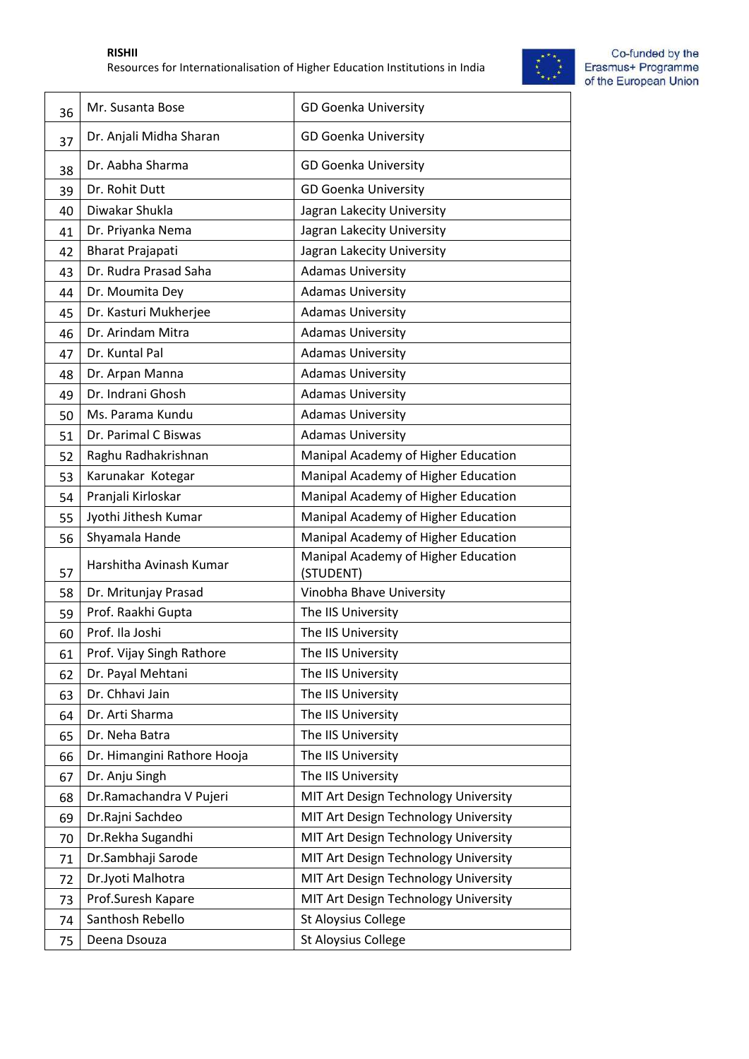| 36 | Mr. Susanta Bose | GD Goenka University |
|---|---|---|
| 37 | Dr. Anjali Midha Sharan | GD Goenka University |
| 38 | Dr. Aabha Sharma | GD Goenka University |
| 39 | Dr. Rohit Dutt | GD Goenka University |
| 40 | Diwakar Shukla | Jagran Lakecity University |
| 41 | Dr. Priyanka Nema | Jagran Lakecity University |
| 42 | Bharat Prajapati | Jagran Lakecity University |
| 43 | Dr. Rudra Prasad Saha | Adamas University |
| 44 | Dr. Moumita Dey | Adamas University |
| 45 | Dr. Kasturi Mukherjee | Adamas University |
| 46 | Dr. Arindam Mitra | Adamas University |
| 47 | Dr. Kuntal Pal | Adamas University |
| 48 | Dr. Arpan Manna | Adamas University |
| 49 | Dr. Indrani Ghosh | Adamas University |
| 50 | Ms. Parama Kundu | Adamas University |
| 51 | Dr. Parimal C Biswas | Adamas University |
| 52 | Raghu Radhakrishnan | Manipal Academy of Higher Education |
| 53 | Karunakar Kotegar | Manipal Academy of Higher Education |
| 54 | Pranjali Kirloskar | Manipal Academy of Higher Education |
| 55 | Jyothi Jithesh Kumar | Manipal Academy of Higher Education |
| 56 | Shyamala Hande | Manipal Academy of Higher Education |
| 57 | Harshitha Avinash Kumar | Manipal Academy of Higher Education (STUDENT) |
| 58 | Dr. Mritunjay Prasad | Vinobha Bhave University |
| 59 | Prof. Raakhi Gupta | The IIS University |
| 60 | Prof. Ila Joshi | The IIS University |
| 61 | Prof. Vijay Singh Rathore | The IIS University |
| 62 | Dr. Payal Mehtani | The IIS University |
| 63 | Dr. Chhavi Jain | The IIS University |
| 64 | Dr. Arti Sharma | The IIS University |
| 65 | Dr. Neha Batra | The IIS University |
| 66 | Dr. Himangini Rathore Hooja | The IIS University |
| 67 | Dr. Anju Singh | The IIS University |
| 68 | Dr.Ramachandra V Pujeri | MIT Art Design Technology University |
| 69 | Dr.Rajni Sachdeo | MIT Art Design Technology University |
| 70 | Dr.Rekha Sugandhi | MIT Art Design Technology University |
| 71 | Dr.Sambhaji Sarode | MIT Art Design Technology University |
| 72 | Dr.Jyoti Malhotra | MIT Art Design Technology University |
| 73 | Prof.Suresh Kapare | MIT Art Design Technology University |
| 74 | Santhosh Rebello | St Aloysius College |
| 75 | Deena Dsouza | St Aloysius College |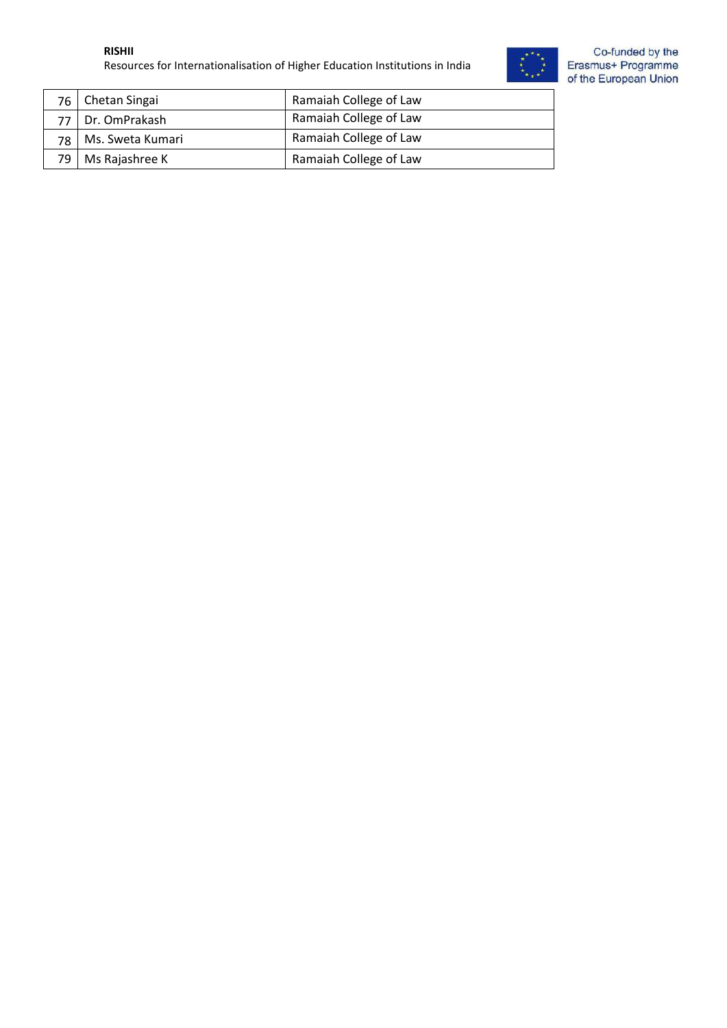| | | |
|---|---|---|
| 76 | Chetan Singai | Ramaiah College of Law |
| 77 | Dr. OmPrakash | Ramaiah College of Law |
| 78 | Ms. Sweta Kumari | Ramaiah College of Law |
| 79 | Ms Rajashree K | Ramaiah College of Law |